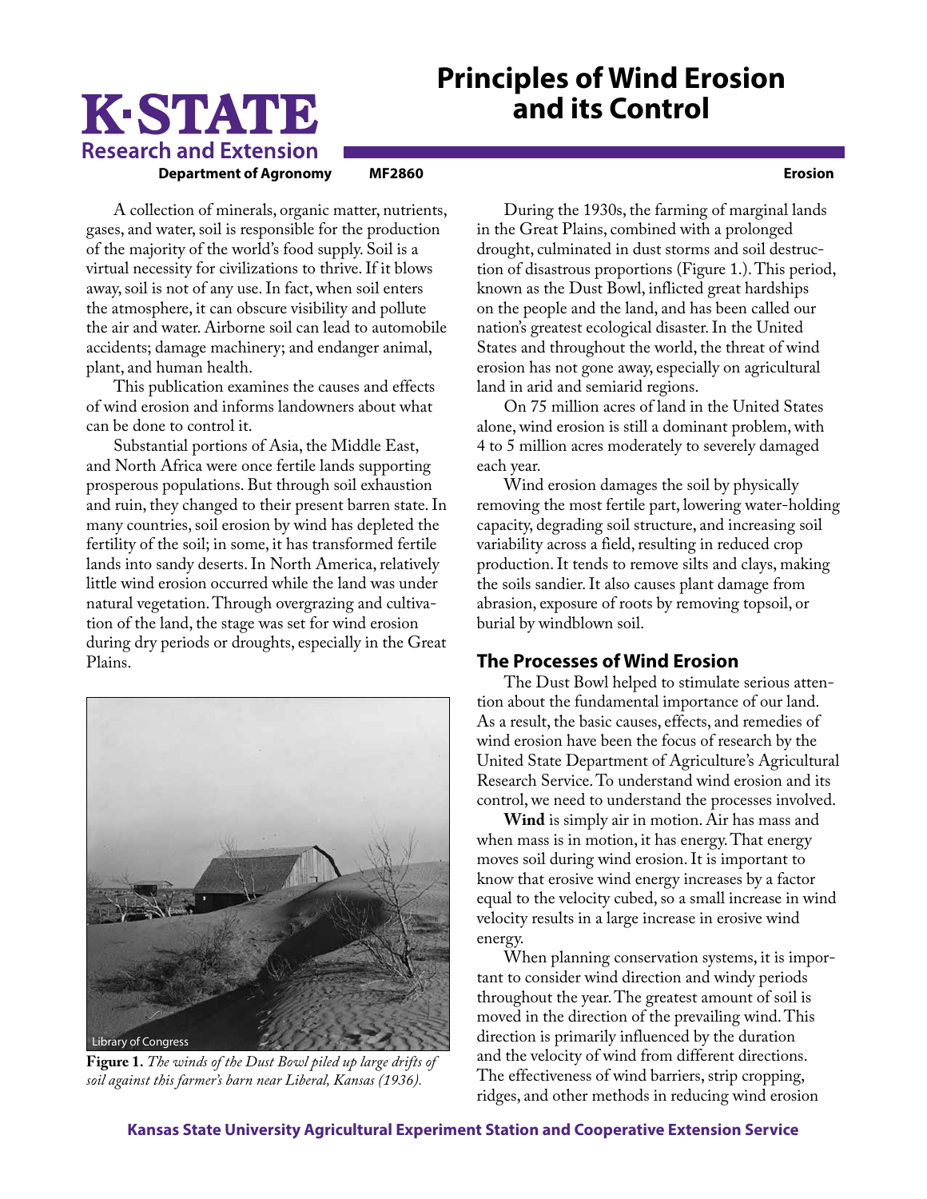# Principles of Wind Erosion and its Control

K-STATE Research and Extension

Department of Agronomy MF2860 Erosion

A collection of minerals, organic matter, nutrients, gases, and water, soil is responsible for the production of the majority of the world's food supply. Soil is a virtual necessity for civilizations to thrive. If it blows away, soil is not of any use. In fact, when soil enters the atmosphere, it can obscure visibility and pollute the air and water. Airborne soil can lead to automobile accidents; damage machinery; and endanger animal, plant, and human health.

This publication examines the causes and effects of wind erosion and informs landowners about what can be done to control it.

Substantial portions of Asia, the Middle East, and North Africa were once fertile lands supporting prosperous populations. But through soil exhaustion and ruin, they changed to their present barren state. In many countries, soil erosion by wind has depleted the fertility of the soil; in some, it has transformed fertile lands into sandy deserts. In North America, relatively little wind erosion occurred while the land was under natural vegetation. Through overgrazing and cultivation of the land, the stage was set for wind erosion during dry periods or droughts, especially in the Great Plains.

Library of Congress

**Figure 1.** *The winds of the Dust Bowl piled up large drifts of soil against this farmer's barn near Liberal, Kansas (1936).*

During the 1930s, the farming of marginal lands in the Great Plains, combined with a prolonged drought, culminated in dust storms and soil destruction of disastrous proportions (Figure 1.). This period, known as the Dust Bowl, inflicted great hardships on the people and the land, and has been called our nation's greatest ecological disaster. In the United States and throughout the world, the threat of wind erosion has not gone away, especially on agricultural land in arid and semiarid regions.

On 75 million acres of land in the United States alone, wind erosion is still a dominant problem, with 4 to 5 million acres moderately to severely damaged each year.

Wind erosion damages the soil by physically removing the most fertile part, lowering water-holding capacity, degrading soil structure, and increasing soil variability across a field, resulting in reduced crop production. It tends to remove silts and clays, making the soils sandier. It also causes plant damage from abrasion, exposure of roots by removing topsoil, or burial by windblown soil.

## The Processes of Wind Erosion

The Dust Bowl helped to stimulate serious attention about the fundamental importance of our land. As a result, the basic causes, effects, and remedies of wind erosion have been the focus of research by the United State Department of Agriculture's Agricultural Research Service. To understand wind erosion and its control, we need to understand the processes involved.

**Wind** is simply air in motion. Air has mass and when mass is in motion, it has energy. That energy moves soil during wind erosion. It is important to know that erosive wind energy increases by a factor equal to the velocity cubed, so a small increase in wind velocity results in a large increase in erosive wind energy.

When planning conservation systems, it is important to consider wind direction and windy periods throughout the year. The greatest amount of soil is moved in the direction of the prevailing wind. This direction is primarily influenced by the duration and the velocity of wind from different directions. The effectiveness of wind barriers, strip cropping, ridges, and other methods in reducing wind erosion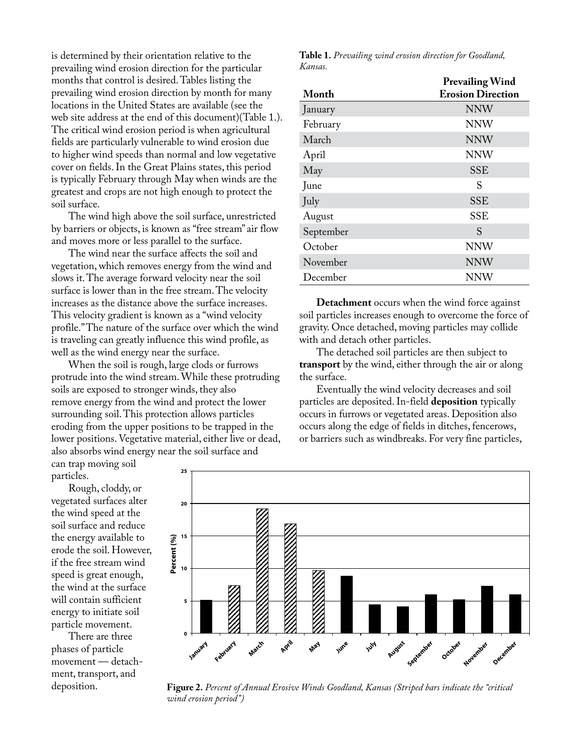is determined by their orientation relative to the prevailing wind erosion direction for the particular months that control is desired. Tables listing the prevailing wind erosion direction by month for many locations in the United States are available (see the web site address at the end of this document)(Table 1.). The critical wind erosion period is when agricultural fields are particularly vulnerable to wind erosion due to higher wind speeds than normal and low vegetative cover on fields. In the Great Plains states, this period is typically February through May when winds are the greatest and crops are not high enough to protect the soil surface.

The wind high above the soil surface, unrestricted by barriers or objects, is known as "free stream" air flow and moves more or less parallel to the surface.

The wind near the surface affects the soil and vegetation, which removes energy from the wind and slows it. The average forward velocity near the soil surface is lower than in the free stream. The velocity increases as the distance above the surface increases. This velocity gradient is known as a "wind velocity profile." The nature of the surface over which the wind is traveling can greatly influence this wind profile, as well as the wind energy near the surface.

When the soil is rough, large clods or furrows protrude into the wind stream. While these protruding soils are exposed to stronger winds, they also remove energy from the wind and protect the lower surrounding soil. This protection allows particles eroding from the upper positions to be trapped in the lower positions. Vegetative material, either live or dead, also absorbs wind energy near the soil surface and can trap moving soil particles.

Rough, cloddy, or vegetated surfaces alter the wind speed at the soil surface and reduce the energy available to erode the soil. However, if the free stream wind speed is great enough, the wind at the surface will contain sufficient energy to initiate soil particle movement.

There are three phases of particle movement — detachment, transport, and deposition.

**Table 1.** *Prevailing wind erosion direction for Goodland, Kansas.*

| Month | Prevailing Wind Erosion Direction |
|---|---|
| January | NNW |
| February | NNW |
| March | NNW |
| April | NNW |
| May | SSE |
| June | S |
| July | SSE |
| August | SSE |
| September | S |
| October | NNW |
| November | NNW |
| December | NNW |

**Detachment** occurs when the wind force against soil particles increases enough to overcome the force of gravity. Once detached, moving particles may collide with and detach other particles.

The detached soil particles are then subject to **transport** by the wind, either through the air or along the surface.

Eventually the wind velocity decreases and soil particles are deposited. In-field **deposition** typically occurs in furrows or vegetated areas. Deposition also occurs along the edge of fields in ditches, fencerows, or barriers such as windbreaks. For very fine particles,

**Figure 2.** *Percent of Annual Erosive Winds Goodland, Kansas (Striped bars indicate the "critical wind erosion period")*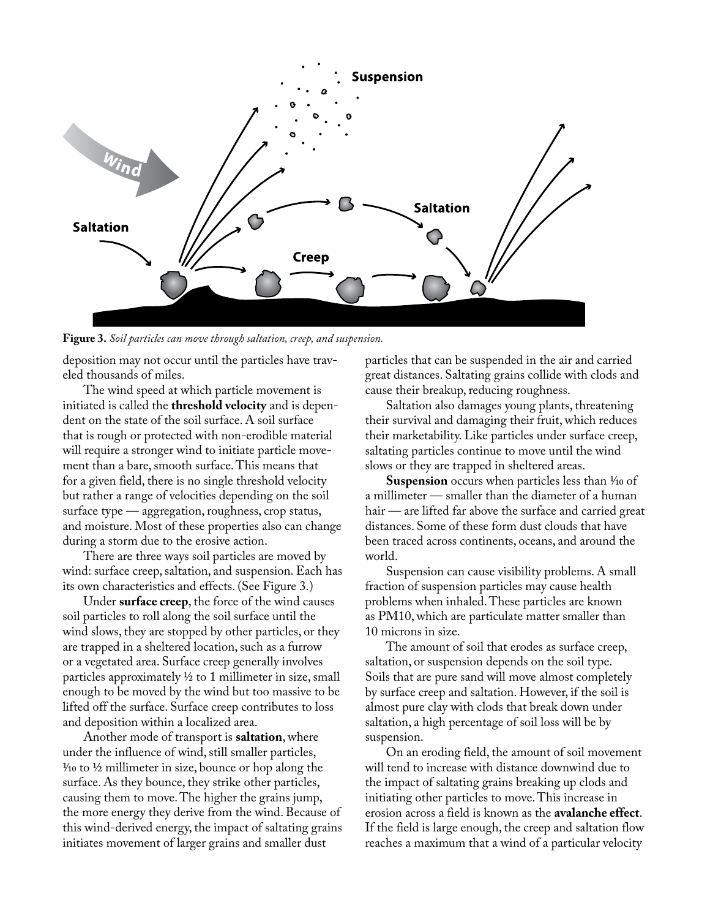**Figure 3.** *Soil particles can move through saltation, creep, and suspension.*

deposition may not occur until the particles have traveled thousands of miles.

The wind speed at which particle movement is initiated is called the **threshold velocity** and is dependent on the state of the soil surface. A soil surface that is rough or protected with non-erodible material will require a stronger wind to initiate particle movement than a bare, smooth surface. This means that for a given field, there is no single threshold velocity but rather a range of velocities depending on the soil surface type — aggregation, roughness, crop status, and moisture. Most of these properties also can change during a storm due to the erosive action.

There are three ways soil particles are moved by wind: surface creep, saltation, and suspension. Each has its own characteristics and effects. (See Figure 3.)

Under **surface creep**, the force of the wind causes soil particles to roll along the soil surface until the wind slows, they are stopped by other particles, or they are trapped in a sheltered location, such as a furrow or a vegetated area. Surface creep generally involves particles approximately ½ to 1 millimeter in size, small enough to be moved by the wind but too massive to be lifted off the surface. Surface creep contributes to loss and deposition within a localized area.

Another mode of transport is **saltation**, where under the influence of wind, still smaller particles, ⅒ to ½ millimeter in size, bounce or hop along the surface. As they bounce, they strike other particles, causing them to move. The higher the grains jump, the more energy they derive from the wind. Because of this wind-derived energy, the impact of saltating grains initiates movement of larger grains and smaller dust particles that can be suspended in the air and carried great distances. Saltating grains collide with clods and cause their breakup, reducing roughness.

Saltation also damages young plants, threatening their survival and damaging their fruit, which reduces their marketability. Like particles under surface creep, saltating particles continue to move until the wind slows or they are trapped in sheltered areas.

**Suspension** occurs when particles less than ⅒ of a millimeter — smaller than the diameter of a human hair — are lifted far above the surface and carried great distances. Some of these form dust clouds that have been traced across continents, oceans, and around the world.

Suspension can cause visibility problems. A small fraction of suspension particles may cause health problems when inhaled. These particles are known as PM10, which are particulate matter smaller than 10 microns in size.

The amount of soil that erodes as surface creep, saltation, or suspension depends on the soil type. Soils that are pure sand will move almost completely by surface creep and saltation. However, if the soil is almost pure clay with clods that break down under saltation, a high percentage of soil loss will be by suspension.

On an eroding field, the amount of soil movement will tend to increase with distance downwind due to the impact of saltating grains breaking up clods and initiating other particles to move. This increase in erosion across a field is known as the **avalanche effect**. If the field is large enough, the creep and saltation flow reaches a maximum that a wind of a particular velocity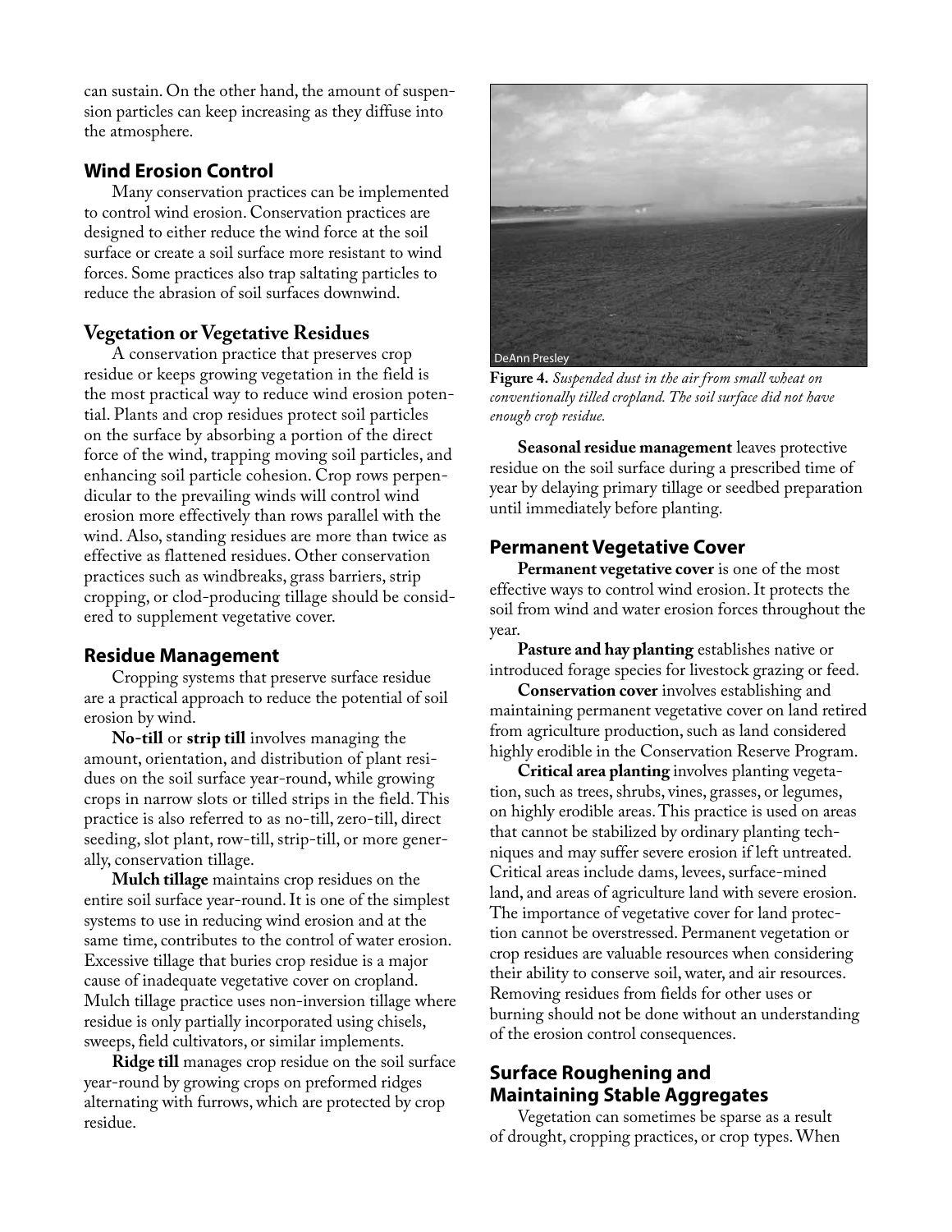can sustain. On the other hand, the amount of suspension particles can keep increasing as they diffuse into the atmosphere.

## Wind Erosion Control

Many conservation practices can be implemented to control wind erosion. Conservation practices are designed to either reduce the wind force at the soil surface or create a soil surface more resistant to wind forces. Some practices also trap saltating particles to reduce the abrasion of soil surfaces downwind.

### Vegetation or Vegetative Residues

A conservation practice that preserves crop residue or keeps growing vegetation in the field is the most practical way to reduce wind erosion potential. Plants and crop residues protect soil particles on the surface by absorbing a portion of the direct force of the wind, trapping moving soil particles, and enhancing soil particle cohesion. Crop rows perpendicular to the prevailing winds will control wind erosion more effectively than rows parallel with the wind. Also, standing residues are more than twice as effective as flattened residues. Other conservation practices such as windbreaks, grass barriers, strip cropping, or clod-producing tillage should be considered to supplement vegetative cover.

## Residue Management

Cropping systems that preserve surface residue are a practical approach to reduce the potential of soil erosion by wind.

**No-till** or **strip till** involves managing the amount, orientation, and distribution of plant residues on the soil surface year-round, while growing crops in narrow slots or tilled strips in the field. This practice is also referred to as no-till, zero-till, direct seeding, slot plant, row-till, strip-till, or more generally, conservation tillage.

**Mulch tillage** maintains crop residues on the entire soil surface year-round. It is one of the simplest systems to use in reducing wind erosion and at the same time, contributes to the control of water erosion. Excessive tillage that buries crop residue is a major cause of inadequate vegetative cover on cropland. Mulch tillage practice uses non-inversion tillage where residue is only partially incorporated using chisels, sweeps, field cultivators, or similar implements.

**Ridge till** manages crop residue on the soil surface year-round by growing crops on preformed ridges alternating with furrows, which are protected by crop residue.

DeAnn Presley

**Figure 4.** *Suspended dust in the air from small wheat on conventionally tilled cropland. The soil surface did not have enough crop residue.*

**Seasonal residue management** leaves protective residue on the soil surface during a prescribed time of year by delaying primary tillage or seedbed preparation until immediately before planting.

## Permanent Vegetative Cover

**Permanent vegetative cover** is one of the most effective ways to control wind erosion. It protects the soil from wind and water erosion forces throughout the year.

**Pasture and hay planting** establishes native or introduced forage species for livestock grazing or feed.

**Conservation cover** involves establishing and maintaining permanent vegetative cover on land retired from agriculture production, such as land considered highly erodible in the Conservation Reserve Program.

**Critical area planting** involves planting vegetation, such as trees, shrubs, vines, grasses, or legumes, on highly erodible areas. This practice is used on areas that cannot be stabilized by ordinary planting techniques and may suffer severe erosion if left untreated. Critical areas include dams, levees, surface-mined land, and areas of agriculture land with severe erosion. The importance of vegetative cover for land protection cannot be overstressed. Permanent vegetation or crop residues are valuable resources when considering their ability to conserve soil, water, and air resources. Removing residues from fields for other uses or burning should not be done without an understanding of the erosion control consequences.

## Surface Roughening and Maintaining Stable Aggregates

Vegetation can sometimes be sparse as a result of drought, cropping practices, or crop types. When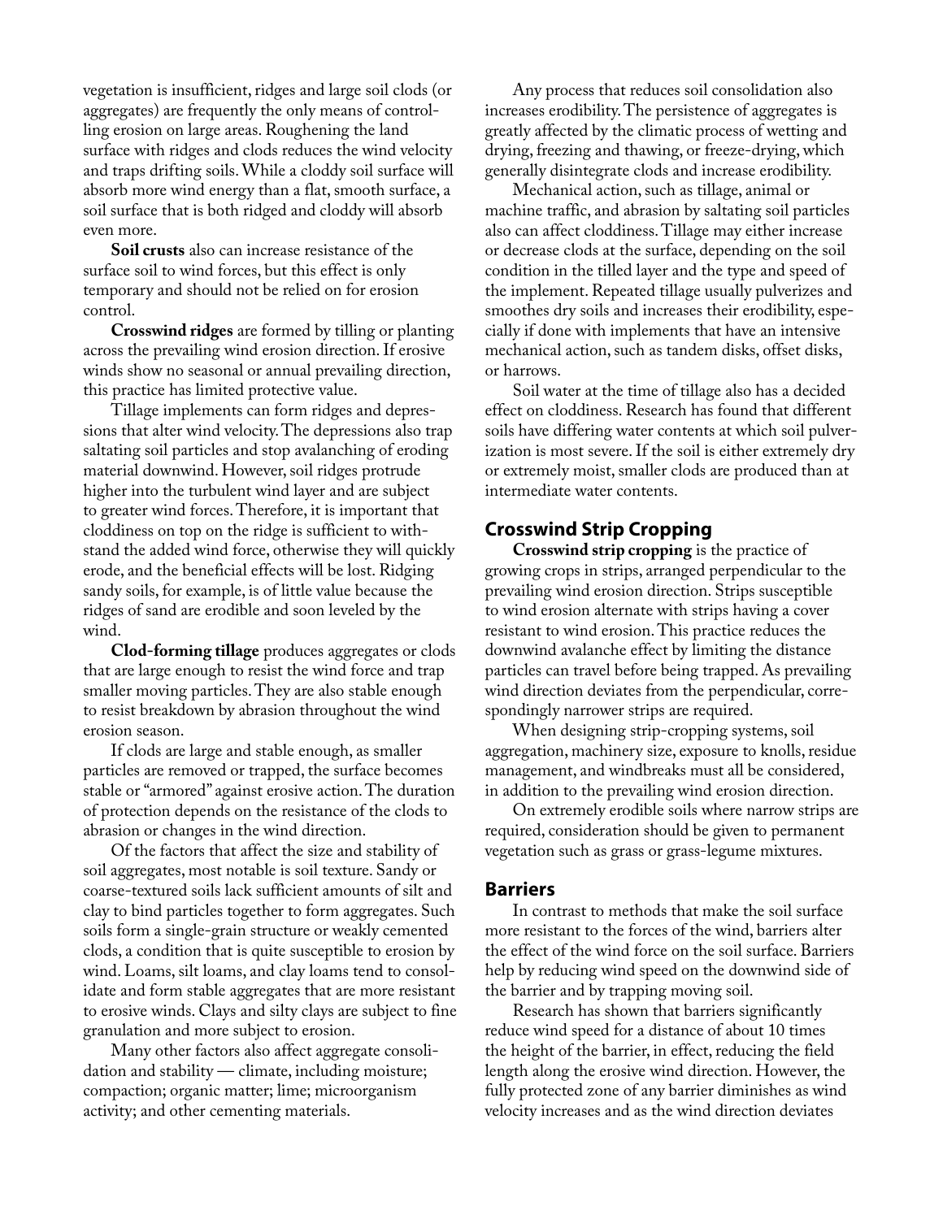vegetation is insufficient, ridges and large soil clods (or aggregates) are frequently the only means of controlling erosion on large areas. Roughening the land surface with ridges and clods reduces the wind velocity and traps drifting soils. While a cloddy soil surface will absorb more wind energy than a flat, smooth surface, a soil surface that is both ridged and cloddy will absorb even more.

**Soil crusts** also can increase resistance of the surface soil to wind forces, but this effect is only temporary and should not be relied on for erosion control.

**Crosswind ridges** are formed by tilling or planting across the prevailing wind erosion direction. If erosive winds show no seasonal or annual prevailing direction, this practice has limited protective value.

Tillage implements can form ridges and depressions that alter wind velocity. The depressions also trap saltating soil particles and stop avalanching of eroding material downwind. However, soil ridges protrude higher into the turbulent wind layer and are subject to greater wind forces. Therefore, it is important that cloddiness on top on the ridge is sufficient to withstand the added wind force, otherwise they will quickly erode, and the beneficial effects will be lost. Ridging sandy soils, for example, is of little value because the ridges of sand are erodible and soon leveled by the wind.

**Clod-forming tillage** produces aggregates or clods that are large enough to resist the wind force and trap smaller moving particles. They are also stable enough to resist breakdown by abrasion throughout the wind erosion season.

If clods are large and stable enough, as smaller particles are removed or trapped, the surface becomes stable or "armored" against erosive action. The duration of protection depends on the resistance of the clods to abrasion or changes in the wind direction.

Of the factors that affect the size and stability of soil aggregates, most notable is soil texture. Sandy or coarse-textured soils lack sufficient amounts of silt and clay to bind particles together to form aggregates. Such soils form a single-grain structure or weakly cemented clods, a condition that is quite susceptible to erosion by wind. Loams, silt loams, and clay loams tend to consolidate and form stable aggregates that are more resistant to erosive winds. Clays and silty clays are subject to fine granulation and more subject to erosion.

Many other factors also affect aggregate consolidation and stability — climate, including moisture; compaction; organic matter; lime; microorganism activity; and other cementing materials.

Any process that reduces soil consolidation also increases erodibility. The persistence of aggregates is greatly affected by the climatic process of wetting and drying, freezing and thawing, or freeze-drying, which generally disintegrate clods and increase erodibility.

Mechanical action, such as tillage, animal or machine traffic, and abrasion by saltating soil particles also can affect cloddiness. Tillage may either increase or decrease clods at the surface, depending on the soil condition in the tilled layer and the type and speed of the implement. Repeated tillage usually pulverizes and smoothes dry soils and increases their erodibility, especially if done with implements that have an intensive mechanical action, such as tandem disks, offset disks, or harrows.

Soil water at the time of tillage also has a decided effect on cloddiness. Research has found that different soils have differing water contents at which soil pulverization is most severe. If the soil is either extremely dry or extremely moist, smaller clods are produced than at intermediate water contents.

## Crosswind Strip Cropping

**Crosswind strip cropping** is the practice of growing crops in strips, arranged perpendicular to the prevailing wind erosion direction. Strips susceptible to wind erosion alternate with strips having a cover resistant to wind erosion. This practice reduces the downwind avalanche effect by limiting the distance particles can travel before being trapped. As prevailing wind direction deviates from the perpendicular, correspondingly narrower strips are required.

When designing strip-cropping systems, soil aggregation, machinery size, exposure to knolls, residue management, and windbreaks must all be considered, in addition to the prevailing wind erosion direction.

On extremely erodible soils where narrow strips are required, consideration should be given to permanent vegetation such as grass or grass-legume mixtures.

## Barriers

In contrast to methods that make the soil surface more resistant to the forces of the wind, barriers alter the effect of the wind force on the soil surface. Barriers help by reducing wind speed on the downwind side of the barrier and by trapping moving soil.

Research has shown that barriers significantly reduce wind speed for a distance of about 10 times the height of the barrier, in effect, reducing the field length along the erosive wind direction. However, the fully protected zone of any barrier diminishes as wind velocity increases and as the wind direction deviates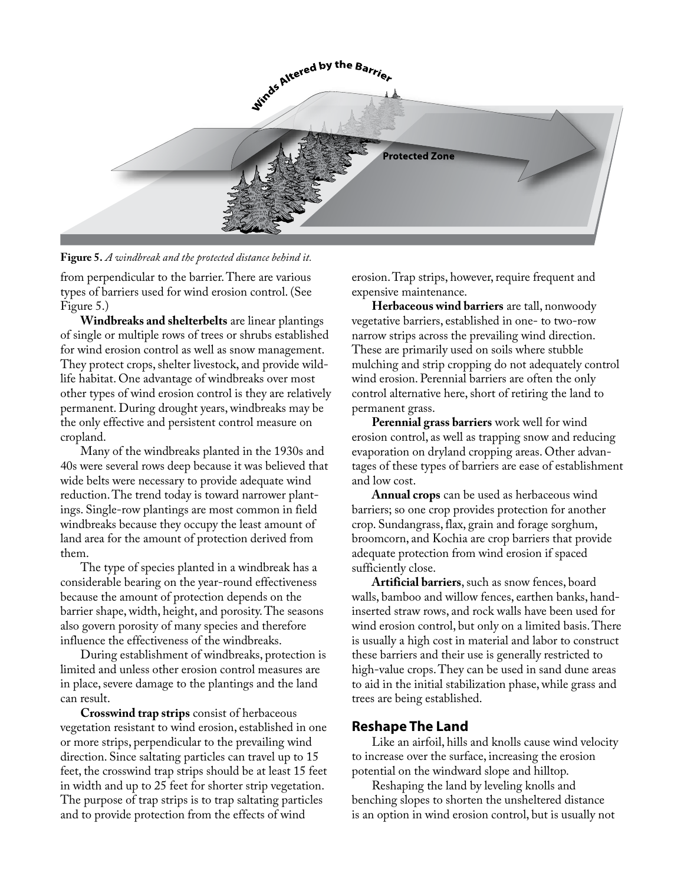**Figure 5.** *A windbreak and the protected distance behind it.*

from perpendicular to the barrier. There are various types of barriers used for wind erosion control. (See Figure 5.)

**Windbreaks and shelterbelts** are linear plantings of single or multiple rows of trees or shrubs established for wind erosion control as well as snow management. They protect crops, shelter livestock, and provide wildlife habitat. One advantage of windbreaks over most other types of wind erosion control is they are relatively permanent. During drought years, windbreaks may be the only effective and persistent control measure on cropland.

Many of the windbreaks planted in the 1930s and 40s were several rows deep because it was believed that wide belts were necessary to provide adequate wind reduction. The trend today is toward narrower plantings. Single-row plantings are most common in field windbreaks because they occupy the least amount of land area for the amount of protection derived from them.

The type of species planted in a windbreak has a considerable bearing on the year-round effectiveness because the amount of protection depends on the barrier shape, width, height, and porosity. The seasons also govern porosity of many species and therefore influence the effectiveness of the windbreaks.

During establishment of windbreaks, protection is limited and unless other erosion control measures are in place, severe damage to the plantings and the land can result.

**Crosswind trap strips** consist of herbaceous vegetation resistant to wind erosion, established in one or more strips, perpendicular to the prevailing wind direction. Since saltating particles can travel up to 15 feet, the crosswind trap strips should be at least 15 feet in width and up to 25 feet for shorter strip vegetation. The purpose of trap strips is to trap saltating particles and to provide protection from the effects of wind erosion. Trap strips, however, require frequent and expensive maintenance.

**Herbaceous wind barriers** are tall, nonwoody vegetative barriers, established in one- to two-row narrow strips across the prevailing wind direction. These are primarily used on soils where stubble mulching and strip cropping do not adequately control wind erosion. Perennial barriers are often the only control alternative here, short of retiring the land to permanent grass.

**Perennial grass barriers** work well for wind erosion control, as well as trapping snow and reducing evaporation on dryland cropping areas. Other advantages of these types of barriers are ease of establishment and low cost.

**Annual crops** can be used as herbaceous wind barriers; so one crop provides protection for another crop. Sundangrass, flax, grain and forage sorghum, broomcorn, and Kochia are crop barriers that provide adequate protection from wind erosion if spaced sufficiently close.

**Artificial barriers**, such as snow fences, board walls, bamboo and willow fences, earthen banks, hand-inserted straw rows, and rock walls have been used for wind erosion control, but only on a limited basis. There is usually a high cost in material and labor to construct these barriers and their use is generally restricted to high-value crops. They can be used in sand dune areas to aid in the initial stabilization phase, while grass and trees are being established.

## Reshape The Land

Like an airfoil, hills and knolls cause wind velocity to increase over the surface, increasing the erosion potential on the windward slope and hilltop.

Reshaping the land by leveling knolls and benching slopes to shorten the unsheltered distance is an option in wind erosion control, but is usually not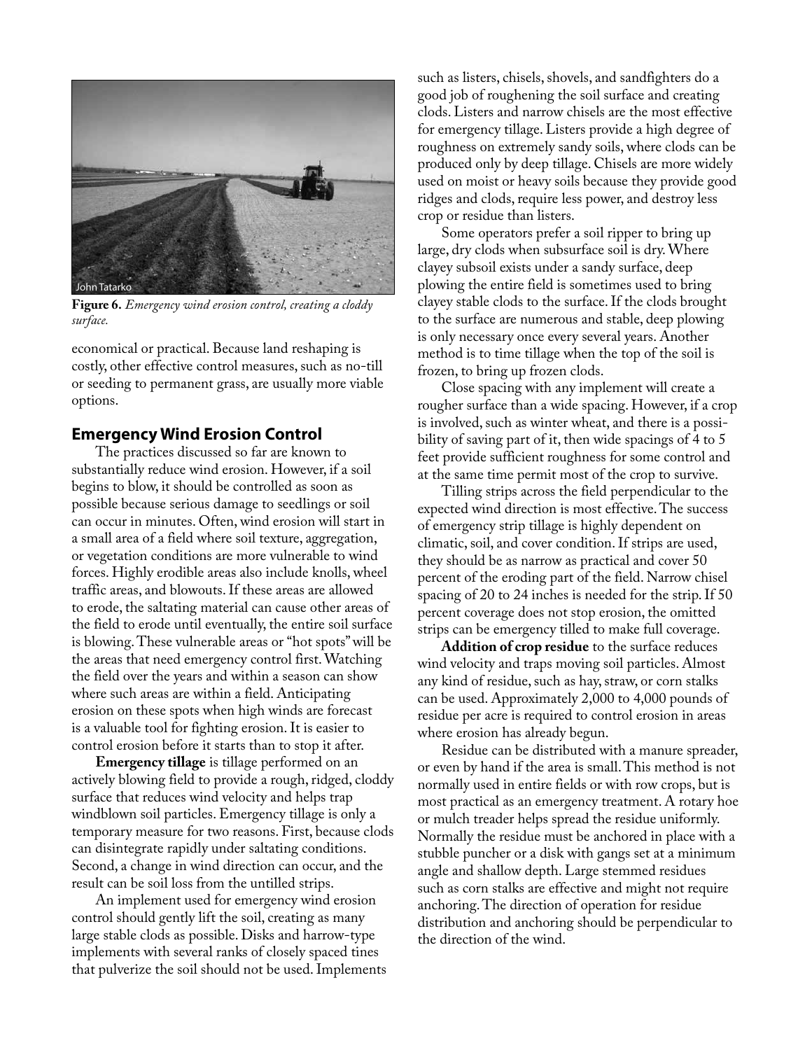**Figure 6.** *Emergency wind erosion control, creating a cloddy surface.*

economical or practical. Because land reshaping is costly, other effective control measures, such as no-till or seeding to permanent grass, are usually more viable options.

## Emergency Wind Erosion Control

The practices discussed so far are known to substantially reduce wind erosion. However, if a soil begins to blow, it should be controlled as soon as possible because serious damage to seedlings or soil can occur in minutes. Often, wind erosion will start in a small area of a field where soil texture, aggregation, or vegetation conditions are more vulnerable to wind forces. Highly erodible areas also include knolls, wheel traffic areas, and blowouts. If these areas are allowed to erode, the saltating material can cause other areas of the field to erode until eventually, the entire soil surface is blowing. These vulnerable areas or "hot spots" will be the areas that need emergency control first. Watching the field over the years and within a season can show where such areas are within a field. Anticipating erosion on these spots when high winds are forecast is a valuable tool for fighting erosion. It is easier to control erosion before it starts than to stop it after.

**Emergency tillage** is tillage performed on an actively blowing field to provide a rough, ridged, cloddy surface that reduces wind velocity and helps trap windblown soil particles. Emergency tillage is only a temporary measure for two reasons. First, because clods can disintegrate rapidly under saltating conditions. Second, a change in wind direction can occur, and the result can be soil loss from the untilled strips.

An implement used for emergency wind erosion control should gently lift the soil, creating as many large stable clods as possible. Disks and harrow-type implements with several ranks of closely spaced tines that pulverize the soil should not be used. Implements such as listers, chisels, shovels, and sandfighters do a good job of roughening the soil surface and creating clods. Listers and narrow chisels are the most effective for emergency tillage. Listers provide a high degree of roughness on extremely sandy soils, where clods can be produced only by deep tillage. Chisels are more widely used on moist or heavy soils because they provide good ridges and clods, require less power, and destroy less crop or residue than listers.

Some operators prefer a soil ripper to bring up large, dry clods when subsurface soil is dry. Where clayey subsoil exists under a sandy surface, deep plowing the entire field is sometimes used to bring clayey stable clods to the surface. If the clods brought to the surface are numerous and stable, deep plowing is only necessary once every several years. Another method is to time tillage when the top of the soil is frozen, to bring up frozen clods.

Close spacing with any implement will create a rougher surface than a wide spacing. However, if a crop is involved, such as winter wheat, and there is a possibility of saving part of it, then wide spacings of 4 to 5 feet provide sufficient roughness for some control and at the same time permit most of the crop to survive.

Tilling strips across the field perpendicular to the expected wind direction is most effective. The success of emergency strip tillage is highly dependent on climatic, soil, and cover condition. If strips are used, they should be as narrow as practical and cover 50 percent of the eroding part of the field. Narrow chisel spacing of 20 to 24 inches is needed for the strip. If 50 percent coverage does not stop erosion, the omitted strips can be emergency tilled to make full coverage.

**Addition of crop residue** to the surface reduces wind velocity and traps moving soil particles. Almost any kind of residue, such as hay, straw, or corn stalks can be used. Approximately 2,000 to 4,000 pounds of residue per acre is required to control erosion in areas where erosion has already begun.

Residue can be distributed with a manure spreader, or even by hand if the area is small. This method is not normally used in entire fields or with row crops, but is most practical as an emergency treatment. A rotary hoe or mulch treader helps spread the residue uniformly. Normally the residue must be anchored in place with a stubble puncher or a disk with gangs set at a minimum angle and shallow depth. Large stemmed residues such as corn stalks are effective and might not require anchoring. The direction of operation for residue distribution and anchoring should be perpendicular to the direction of the wind.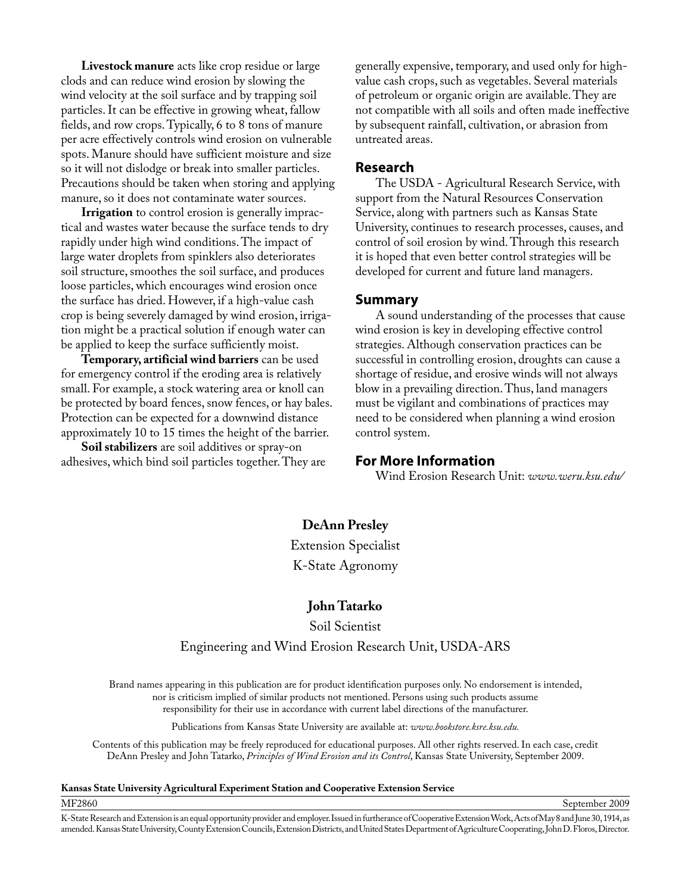**Livestock manure** acts like crop residue or large clods and can reduce wind erosion by slowing the wind velocity at the soil surface and by trapping soil particles. It can be effective in growing wheat, fallow fields, and row crops. Typically, 6 to 8 tons of manure per acre effectively controls wind erosion on vulnerable spots. Manure should have sufficient moisture and size so it will not dislodge or break into smaller particles. Precautions should be taken when storing and applying manure, so it does not contaminate water sources.

**Irrigation** to control erosion is generally impractical and wastes water because the surface tends to dry rapidly under high wind conditions. The impact of large water droplets from spinklers also deteriorates soil structure, smoothes the soil surface, and produces loose particles, which encourages wind erosion once the surface has dried. However, if a high-value cash crop is being severely damaged by wind erosion, irrigation might be a practical solution if enough water can be applied to keep the surface sufficiently moist.

**Temporary, artificial wind barriers** can be used for emergency control if the eroding area is relatively small. For example, a stock watering area or knoll can be protected by board fences, snow fences, or hay bales. Protection can be expected for a downwind distance approximately 10 to 15 times the height of the barrier.

**Soil stabilizers** are soil additives or spray-on adhesives, which bind soil particles together. They are generally expensive, temporary, and used only for high-value cash crops, such as vegetables. Several materials of petroleum or organic origin are available. They are not compatible with all soils and often made ineffective by subsequent rainfall, cultivation, or abrasion from untreated areas.

## Research

The USDA - Agricultural Research Service, with support from the Natural Resources Conservation Service, along with partners such as Kansas State University, continues to research processes, causes, and control of soil erosion by wind. Through this research it is hoped that even better control strategies will be developed for current and future land managers.

## Summary

A sound understanding of the processes that cause wind erosion is key in developing effective control strategies. Although conservation practices can be successful in controlling erosion, droughts can cause a shortage of residue, and erosive winds will not always blow in a prevailing direction. Thus, land managers must be vigilant and combinations of practices may need to be considered when planning a wind erosion control system.

## For More Information

Wind Erosion Research Unit: *www.weru.ksu.edu/*

**DeAnn Presley**

Extension Specialist

K-State Agronomy

**John Tatarko**

Soil Scientist

Engineering and Wind Erosion Research Unit, USDA-ARS

Brand names appearing in this publication are for product identification purposes only. No endorsement is intended, nor is criticism implied of similar products not mentioned. Persons using such products assume responsibility for their use in accordance with current label directions of the manufacturer.

Publications from Kansas State University are available at: *www.bookstore.ksre.ksu.edu.*

Contents of this publication may be freely reproduced for educational purposes. All other rights reserved. In each case, credit DeAnn Presley and John Tatarko, *Principles of Wind Erosion and its Control*, Kansas State University, September 2009.

**Kansas State University Agricultural Experiment Station and Cooperative Extension Service**

MF2860 September 2009

K-State Research and Extension is an equal opportunity provider and employer. Issued in furtherance of Cooperative Extension Work, Acts of May 8 and June 30, 1914, as amended. Kansas State University, County Extension Councils, Extension Districts, and United States Department of Agriculture Cooperating, John D. Floros, Director.